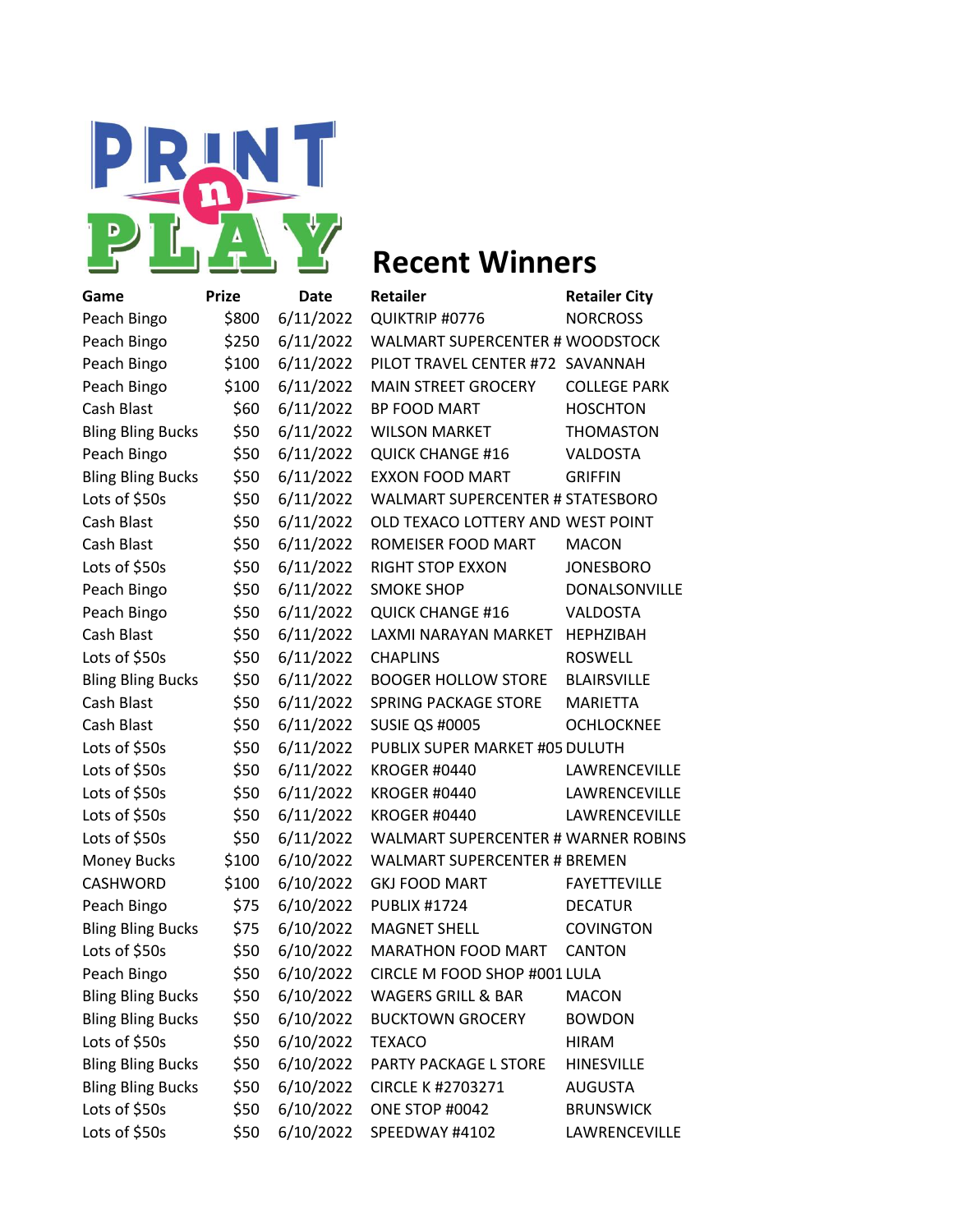# PRINT n PLAY

## Recent Winners

| Game | Prize | Date | Retailer | Retailer City |
|---|---|---|---|---|
| Peach Bingo | $800 | 6/11/2022 | QUIKTRIP #0776 | NORCROSS |
| Peach Bingo | $250 | 6/11/2022 | WALMART SUPERCENTER # | WOODSTOCK |
| Peach Bingo | $100 | 6/11/2022 | PILOT TRAVEL CENTER #72 | SAVANNAH |
| Peach Bingo | $100 | 6/11/2022 | MAIN STREET GROCERY | COLLEGE PARK |
| Cash Blast | $60 | 6/11/2022 | BP FOOD MART | HOSCHTON |
| Bling Bling Bucks | $50 | 6/11/2022 | WILSON MARKET | THOMASTON |
| Peach Bingo | $50 | 6/11/2022 | QUICK CHANGE #16 | VALDOSTA |
| Bling Bling Bucks | $50 | 6/11/2022 | EXXON FOOD MART | GRIFFIN |
| Lots of $50s | $50 | 6/11/2022 | WALMART SUPERCENTER # | STATESBORO |
| Cash Blast | $50 | 6/11/2022 | OLD TEXACO LOTTERY AND | WEST POINT |
| Cash Blast | $50 | 6/11/2022 | ROMEISER FOOD MART | MACON |
| Lots of $50s | $50 | 6/11/2022 | RIGHT STOP EXXON | JONESBORO |
| Peach Bingo | $50 | 6/11/2022 | SMOKE SHOP | DONALSONVILLE |
| Peach Bingo | $50 | 6/11/2022 | QUICK CHANGE #16 | VALDOSTA |
| Cash Blast | $50 | 6/11/2022 | LAXMI NARAYAN MARKET | HEPHZIBAH |
| Lots of $50s | $50 | 6/11/2022 | CHAPLINS | ROSWELL |
| Bling Bling Bucks | $50 | 6/11/2022 | BOOGER HOLLOW STORE | BLAIRSVILLE |
| Cash Blast | $50 | 6/11/2022 | SPRING PACKAGE STORE | MARIETTA |
| Cash Blast | $50 | 6/11/2022 | SUSIE QS #0005 | OCHLOCKNEE |
| Lots of $50s | $50 | 6/11/2022 | PUBLIX SUPER MARKET #05 | DULUTH |
| Lots of $50s | $50 | 6/11/2022 | KROGER #0440 | LAWRENCEVILLE |
| Lots of $50s | $50 | 6/11/2022 | KROGER #0440 | LAWRENCEVILLE |
| Lots of $50s | $50 | 6/11/2022 | KROGER #0440 | LAWRENCEVILLE |
| Lots of $50s | $50 | 6/11/2022 | WALMART SUPERCENTER # | WARNER ROBINS |
| Money Bucks | $100 | 6/10/2022 | WALMART SUPERCENTER # | BREMEN |
| CASHWORD | $100 | 6/10/2022 | GKJ FOOD MART | FAYETTEVILLE |
| Peach Bingo | $75 | 6/10/2022 | PUBLIX #1724 | DECATUR |
| Bling Bling Bucks | $75 | 6/10/2022 | MAGNET SHELL | COVINGTON |
| Lots of $50s | $50 | 6/10/2022 | MARATHON FOOD MART | CANTON |
| Peach Bingo | $50 | 6/10/2022 | CIRCLE M FOOD SHOP #001 | LULA |
| Bling Bling Bucks | $50 | 6/10/2022 | WAGERS GRILL & BAR | MACON |
| Bling Bling Bucks | $50 | 6/10/2022 | BUCKTOWN GROCERY | BOWDON |
| Lots of $50s | $50 | 6/10/2022 | TEXACO | HIRAM |
| Bling Bling Bucks | $50 | 6/10/2022 | PARTY PACKAGE L STORE | HINESVILLE |
| Bling Bling Bucks | $50 | 6/10/2022 | CIRCLE K #2703271 | AUGUSTA |
| Lots of $50s | $50 | 6/10/2022 | ONE STOP #0042 | BRUNSWICK |
| Lots of $50s | $50 | 6/10/2022 | SPEEDWAY #4102 | LAWRENCEVILLE |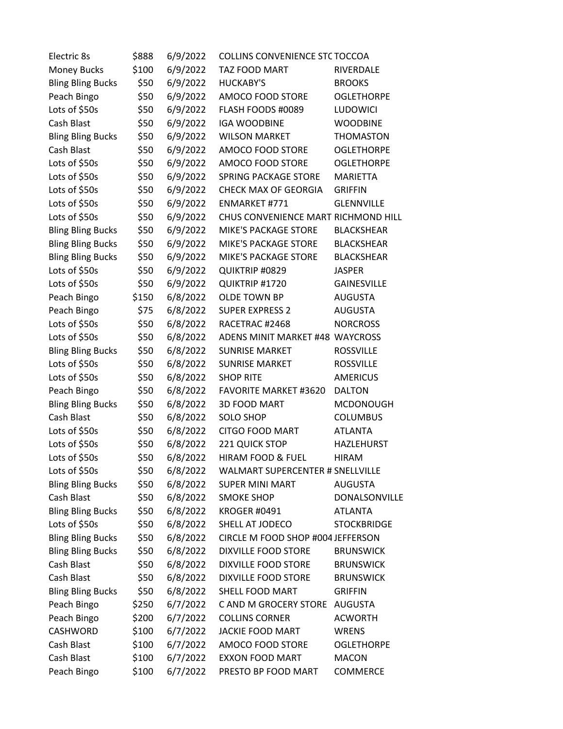| | | | | |
|---|---|---|---|---|
| Electric 8s | $888 | 6/9/2022 | COLLINS CONVENIENCE STC | TOCCOA |
| Money Bucks | $100 | 6/9/2022 | TAZ FOOD MART | RIVERDALE |
| Bling Bling Bucks | $50 | 6/9/2022 | HUCKABY'S | BROOKS |
| Peach Bingo | $50 | 6/9/2022 | AMOCO FOOD STORE | OGLETHORPE |
| Lots of $50s | $50 | 6/9/2022 | FLASH FOODS #0089 | LUDOWICI |
| Cash Blast | $50 | 6/9/2022 | IGA WOODBINE | WOODBINE |
| Bling Bling Bucks | $50 | 6/9/2022 | WILSON MARKET | THOMASTON |
| Cash Blast | $50 | 6/9/2022 | AMOCO FOOD STORE | OGLETHORPE |
| Lots of $50s | $50 | 6/9/2022 | AMOCO FOOD STORE | OGLETHORPE |
| Lots of $50s | $50 | 6/9/2022 | SPRING PACKAGE STORE | MARIETTA |
| Lots of $50s | $50 | 6/9/2022 | CHECK MAX OF GEORGIA | GRIFFIN |
| Lots of $50s | $50 | 6/9/2022 | ENMARKET #771 | GLENNVILLE |
| Lots of $50s | $50 | 6/9/2022 | CHUS CONVENIENCE MART | RICHMOND HILL |
| Bling Bling Bucks | $50 | 6/9/2022 | MIKE'S PACKAGE STORE | BLACKSHEAR |
| Bling Bling Bucks | $50 | 6/9/2022 | MIKE'S PACKAGE STORE | BLACKSHEAR |
| Bling Bling Bucks | $50 | 6/9/2022 | MIKE'S PACKAGE STORE | BLACKSHEAR |
| Lots of $50s | $50 | 6/9/2022 | QUIKTRIP #0829 | JASPER |
| Lots of $50s | $50 | 6/9/2022 | QUIKTRIP #1720 | GAINESVILLE |
| Peach Bingo | $150 | 6/8/2022 | OLDE TOWN BP | AUGUSTA |
| Peach Bingo | $75 | 6/8/2022 | SUPER EXPRESS 2 | AUGUSTA |
| Lots of $50s | $50 | 6/8/2022 | RACETRAC #2468 | NORCROSS |
| Lots of $50s | $50 | 6/8/2022 | ADENS MINIT MARKET #48 | WAYCROSS |
| Bling Bling Bucks | $50 | 6/8/2022 | SUNRISE MARKET | ROSSVILLE |
| Lots of $50s | $50 | 6/8/2022 | SUNRISE MARKET | ROSSVILLE |
| Lots of $50s | $50 | 6/8/2022 | SHOP RITE | AMERICUS |
| Peach Bingo | $50 | 6/8/2022 | FAVORITE MARKET #3620 | DALTON |
| Bling Bling Bucks | $50 | 6/8/2022 | 3D FOOD MART | MCDONOUGH |
| Cash Blast | $50 | 6/8/2022 | SOLO SHOP | COLUMBUS |
| Lots of $50s | $50 | 6/8/2022 | CITGO FOOD MART | ATLANTA |
| Lots of $50s | $50 | 6/8/2022 | 221 QUICK STOP | HAZLEHURST |
| Lots of $50s | $50 | 6/8/2022 | HIRAM FOOD & FUEL | HIRAM |
| Lots of $50s | $50 | 6/8/2022 | WALMART SUPERCENTER # | SNELLVILLE |
| Bling Bling Bucks | $50 | 6/8/2022 | SUPER MINI MART | AUGUSTA |
| Cash Blast | $50 | 6/8/2022 | SMOKE SHOP | DONALSONVILLE |
| Bling Bling Bucks | $50 | 6/8/2022 | KROGER #0491 | ATLANTA |
| Lots of $50s | $50 | 6/8/2022 | SHELL AT JODECO | STOCKBRIDGE |
| Bling Bling Bucks | $50 | 6/8/2022 | CIRCLE M FOOD SHOP #004 | JEFFERSON |
| Bling Bling Bucks | $50 | 6/8/2022 | DIXVILLE FOOD STORE | BRUNSWICK |
| Cash Blast | $50 | 6/8/2022 | DIXVILLE FOOD STORE | BRUNSWICK |
| Cash Blast | $50 | 6/8/2022 | DIXVILLE FOOD STORE | BRUNSWICK |
| Bling Bling Bucks | $50 | 6/8/2022 | SHELL FOOD MART | GRIFFIN |
| Peach Bingo | $250 | 6/7/2022 | C AND M GROCERY STORE | AUGUSTA |
| Peach Bingo | $200 | 6/7/2022 | COLLINS CORNER | ACWORTH |
| CASHWORD | $100 | 6/7/2022 | JACKIE FOOD MART | WRENS |
| Cash Blast | $100 | 6/7/2022 | AMOCO FOOD STORE | OGLETHORPE |
| Cash Blast | $100 | 6/7/2022 | EXXON FOOD MART | MACON |
| Peach Bingo | $100 | 6/7/2022 | PRESTO BP FOOD MART | COMMERCE |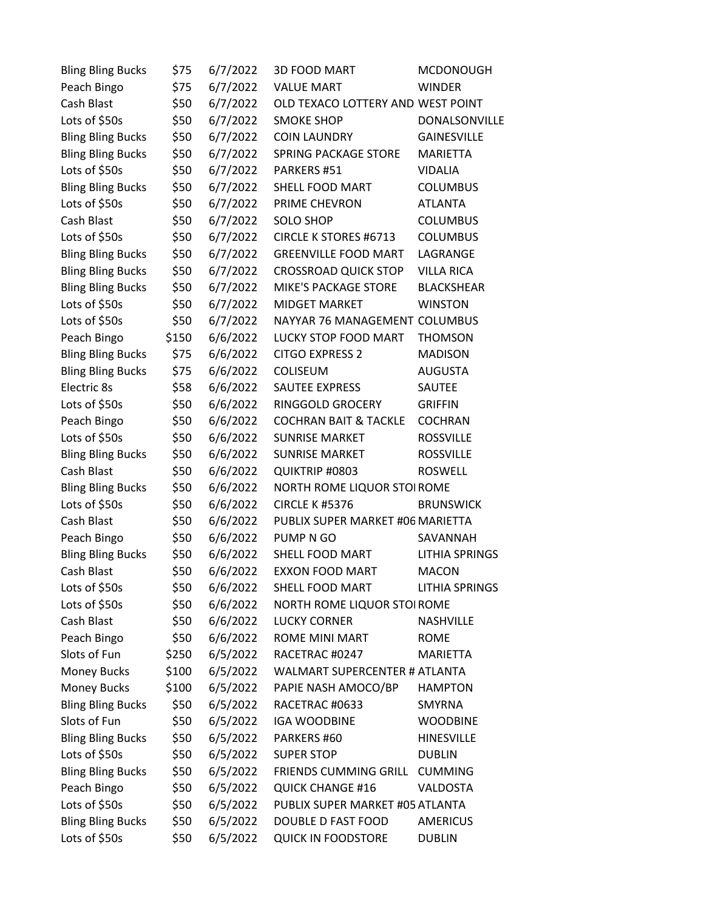| | | | | |
|---|---|---|---|---|
| Bling Bling Bucks | $75 | 6/7/2022 | 3D FOOD MART | MCDONOUGH |
| Peach Bingo | $75 | 6/7/2022 | VALUE MART | WINDER |
| Cash Blast | $50 | 6/7/2022 | OLD TEXACO LOTTERY AND | WEST POINT |
| Lots of $50s | $50 | 6/7/2022 | SMOKE SHOP | DONALSONVILLE |
| Bling Bling Bucks | $50 | 6/7/2022 | COIN LAUNDRY | GAINESVILLE |
| Bling Bling Bucks | $50 | 6/7/2022 | SPRING PACKAGE STORE | MARIETTA |
| Lots of $50s | $50 | 6/7/2022 | PARKERS #51 | VIDALIA |
| Bling Bling Bucks | $50 | 6/7/2022 | SHELL FOOD MART | COLUMBUS |
| Lots of $50s | $50 | 6/7/2022 | PRIME CHEVRON | ATLANTA |
| Cash Blast | $50 | 6/7/2022 | SOLO SHOP | COLUMBUS |
| Lots of $50s | $50 | 6/7/2022 | CIRCLE K STORES #6713 | COLUMBUS |
| Bling Bling Bucks | $50 | 6/7/2022 | GREENVILLE FOOD MART | LAGRANGE |
| Bling Bling Bucks | $50 | 6/7/2022 | CROSSROAD QUICK STOP | VILLA RICA |
| Bling Bling Bucks | $50 | 6/7/2022 | MIKE'S PACKAGE STORE | BLACKSHEAR |
| Lots of $50s | $50 | 6/7/2022 | MIDGET MARKET | WINSTON |
| Lots of $50s | $50 | 6/7/2022 | NAYYAR 76 MANAGEMENT | COLUMBUS |
| Peach Bingo | $150 | 6/6/2022 | LUCKY STOP FOOD MART | THOMSON |
| Bling Bling Bucks | $75 | 6/6/2022 | CITGO EXPRESS 2 | MADISON |
| Bling Bling Bucks | $75 | 6/6/2022 | COLISEUM | AUGUSTA |
| Electric 8s | $58 | 6/6/2022 | SAUTEE EXPRESS | SAUTEE |
| Lots of $50s | $50 | 6/6/2022 | RINGGOLD GROCERY | GRIFFIN |
| Peach Bingo | $50 | 6/6/2022 | COCHRAN BAIT & TACKLE | COCHRAN |
| Lots of $50s | $50 | 6/6/2022 | SUNRISE MARKET | ROSSVILLE |
| Bling Bling Bucks | $50 | 6/6/2022 | SUNRISE MARKET | ROSSVILLE |
| Cash Blast | $50 | 6/6/2022 | QUIKTRIP #0803 | ROSWELL |
| Bling Bling Bucks | $50 | 6/6/2022 | NORTH ROME LIQUOR STOI | ROME |
| Lots of $50s | $50 | 6/6/2022 | CIRCLE K #5376 | BRUNSWICK |
| Cash Blast | $50 | 6/6/2022 | PUBLIX SUPER MARKET #06 | MARIETTA |
| Peach Bingo | $50 | 6/6/2022 | PUMP N GO | SAVANNAH |
| Bling Bling Bucks | $50 | 6/6/2022 | SHELL FOOD MART | LITHIA SPRINGS |
| Cash Blast | $50 | 6/6/2022 | EXXON FOOD MART | MACON |
| Lots of $50s | $50 | 6/6/2022 | SHELL FOOD MART | LITHIA SPRINGS |
| Lots of $50s | $50 | 6/6/2022 | NORTH ROME LIQUOR STOI | ROME |
| Cash Blast | $50 | 6/6/2022 | LUCKY CORNER | NASHVILLE |
| Peach Bingo | $50 | 6/6/2022 | ROME MINI MART | ROME |
| Slots of Fun | $250 | 6/5/2022 | RACETRAC #0247 | MARIETTA |
| Money Bucks | $100 | 6/5/2022 | WALMART SUPERCENTER # | ATLANTA |
| Money Bucks | $100 | 6/5/2022 | PAPIE NASH AMOCO/BP | HAMPTON |
| Bling Bling Bucks | $50 | 6/5/2022 | RACETRAC #0633 | SMYRNA |
| Slots of Fun | $50 | 6/5/2022 | IGA WOODBINE | WOODBINE |
| Bling Bling Bucks | $50 | 6/5/2022 | PARKERS #60 | HINESVILLE |
| Lots of $50s | $50 | 6/5/2022 | SUPER STOP | DUBLIN |
| Bling Bling Bucks | $50 | 6/5/2022 | FRIENDS CUMMING GRILL | CUMMING |
| Peach Bingo | $50 | 6/5/2022 | QUICK CHANGE #16 | VALDOSTA |
| Lots of $50s | $50 | 6/5/2022 | PUBLIX SUPER MARKET #05 | ATLANTA |
| Bling Bling Bucks | $50 | 6/5/2022 | DOUBLE D FAST FOOD | AMERICUS |
| Lots of $50s | $50 | 6/5/2022 | QUICK IN FOODSTORE | DUBLIN |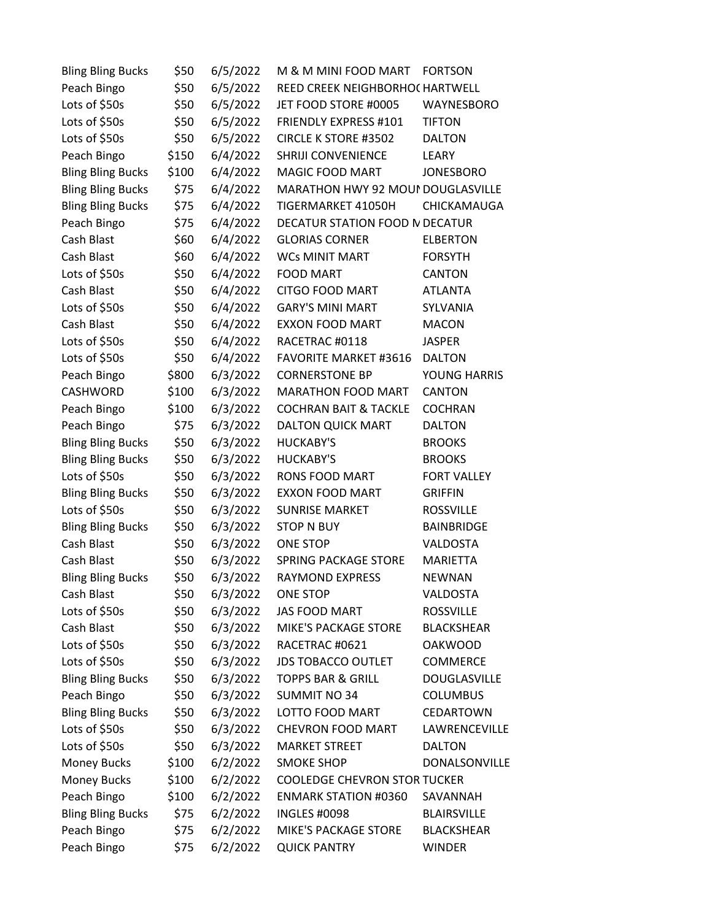| | | | | |
|---|---|---|---|---|
| Bling Bling Bucks | $50 | 6/5/2022 | M & M MINI FOOD MART | FORTSON |
| Peach Bingo | $50 | 6/5/2022 | REED CREEK NEIGHBORHO( | HARTWELL |
| Lots of $50s | $50 | 6/5/2022 | JET FOOD STORE #0005 | WAYNESBORO |
| Lots of $50s | $50 | 6/5/2022 | FRIENDLY EXPRESS #101 | TIFTON |
| Lots of $50s | $50 | 6/5/2022 | CIRCLE K STORE #3502 | DALTON |
| Peach Bingo | $150 | 6/4/2022 | SHRIJI CONVENIENCE | LEARY |
| Bling Bling Bucks | $100 | 6/4/2022 | MAGIC FOOD MART | JONESBORO |
| Bling Bling Bucks | $75 | 6/4/2022 | MARATHON HWY 92 MOUI | DOUGLASVILLE |
| Bling Bling Bucks | $75 | 6/4/2022 | TIGERMARKET 41050H | CHICKAMAUGA |
| Peach Bingo | $75 | 6/4/2022 | DECATUR STATION FOOD N | DECATUR |
| Cash Blast | $60 | 6/4/2022 | GLORIAS CORNER | ELBERTON |
| Cash Blast | $60 | 6/4/2022 | WCs MINIT MART | FORSYTH |
| Lots of $50s | $50 | 6/4/2022 | FOOD MART | CANTON |
| Cash Blast | $50 | 6/4/2022 | CITGO FOOD MART | ATLANTA |
| Lots of $50s | $50 | 6/4/2022 | GARY'S MINI MART | SYLVANIA |
| Cash Blast | $50 | 6/4/2022 | EXXON FOOD MART | MACON |
| Lots of $50s | $50 | 6/4/2022 | RACETRAC #0118 | JASPER |
| Lots of $50s | $50 | 6/4/2022 | FAVORITE MARKET #3616 | DALTON |
| Peach Bingo | $800 | 6/3/2022 | CORNERSTONE BP | YOUNG HARRIS |
| CASHWORD | $100 | 6/3/2022 | MARATHON FOOD MART | CANTON |
| Peach Bingo | $100 | 6/3/2022 | COCHRAN BAIT & TACKLE | COCHRAN |
| Peach Bingo | $75 | 6/3/2022 | DALTON QUICK MART | DALTON |
| Bling Bling Bucks | $50 | 6/3/2022 | HUCKABY'S | BROOKS |
| Bling Bling Bucks | $50 | 6/3/2022 | HUCKABY'S | BROOKS |
| Lots of $50s | $50 | 6/3/2022 | RONS FOOD MART | FORT VALLEY |
| Bling Bling Bucks | $50 | 6/3/2022 | EXXON FOOD MART | GRIFFIN |
| Lots of $50s | $50 | 6/3/2022 | SUNRISE MARKET | ROSSVILLE |
| Bling Bling Bucks | $50 | 6/3/2022 | STOP N BUY | BAINBRIDGE |
| Cash Blast | $50 | 6/3/2022 | ONE STOP | VALDOSTA |
| Cash Blast | $50 | 6/3/2022 | SPRING PACKAGE STORE | MARIETTA |
| Bling Bling Bucks | $50 | 6/3/2022 | RAYMOND EXPRESS | NEWNAN |
| Cash Blast | $50 | 6/3/2022 | ONE STOP | VALDOSTA |
| Lots of $50s | $50 | 6/3/2022 | JAS FOOD MART | ROSSVILLE |
| Cash Blast | $50 | 6/3/2022 | MIKE'S PACKAGE STORE | BLACKSHEAR |
| Lots of $50s | $50 | 6/3/2022 | RACETRAC #0621 | OAKWOOD |
| Lots of $50s | $50 | 6/3/2022 | JDS TOBACCO OUTLET | COMMERCE |
| Bling Bling Bucks | $50 | 6/3/2022 | TOPPS BAR & GRILL | DOUGLASVILLE |
| Peach Bingo | $50 | 6/3/2022 | SUMMIT NO 34 | COLUMBUS |
| Bling Bling Bucks | $50 | 6/3/2022 | LOTTO FOOD MART | CEDARTOWN |
| Lots of $50s | $50 | 6/3/2022 | CHEVRON FOOD MART | LAWRENCEVILLE |
| Lots of $50s | $50 | 6/3/2022 | MARKET STREET | DALTON |
| Money Bucks | $100 | 6/2/2022 | SMOKE SHOP | DONALSONVILLE |
| Money Bucks | $100 | 6/2/2022 | COOLEDGE CHEVRON STOR | TUCKER |
| Peach Bingo | $100 | 6/2/2022 | ENMARK STATION #0360 | SAVANNAH |
| Bling Bling Bucks | $75 | 6/2/2022 | INGLES #0098 | BLAIRSVILLE |
| Peach Bingo | $75 | 6/2/2022 | MIKE'S PACKAGE STORE | BLACKSHEAR |
| Peach Bingo | $75 | 6/2/2022 | QUICK PANTRY | WINDER |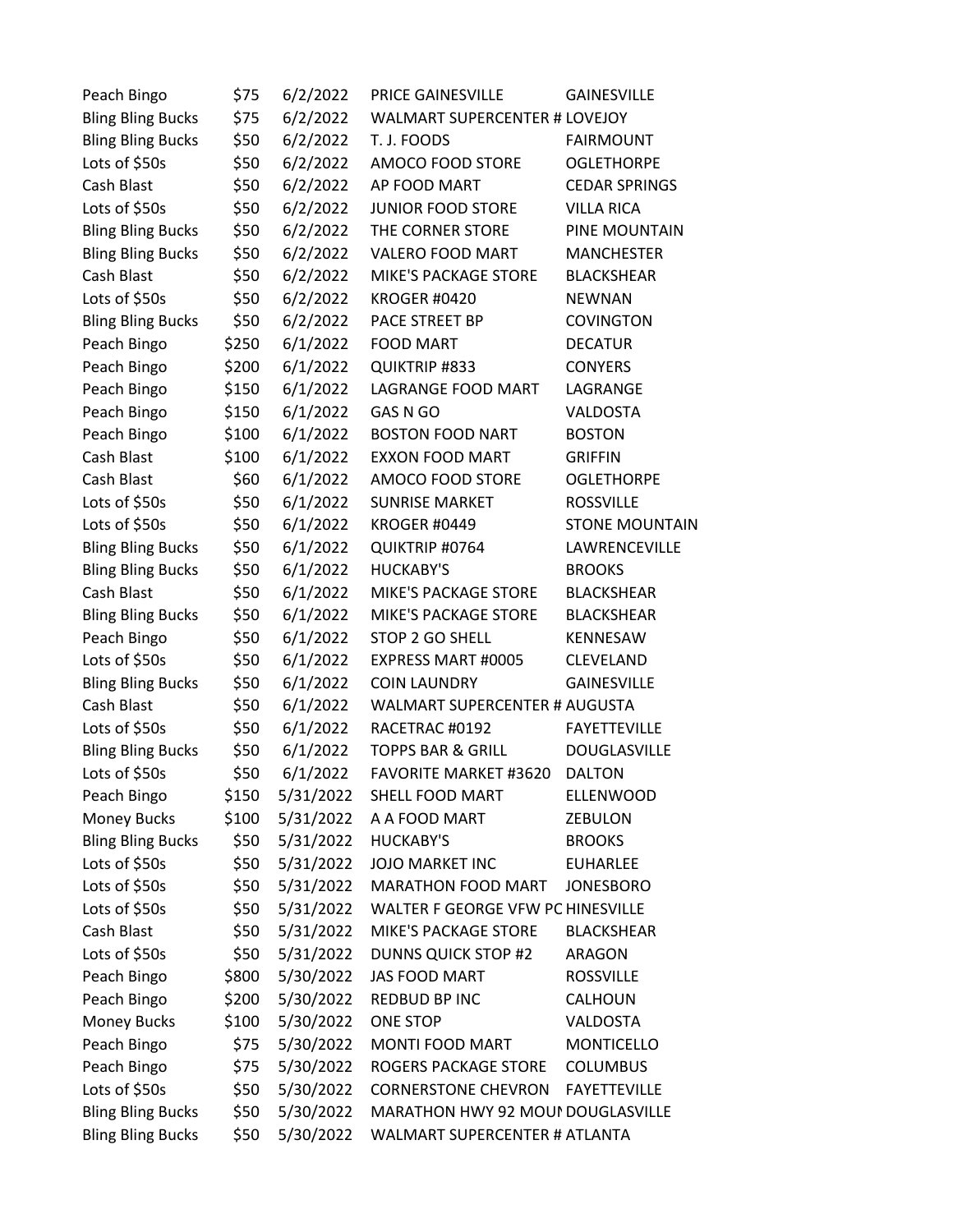| | | | | |
|---|---|---|---|---|
| Peach Bingo | $75 | 6/2/2022 | PRICE GAINESVILLE | GAINESVILLE |
| Bling Bling Bucks | $75 | 6/2/2022 | WALMART SUPERCENTER # | LOVEJOY |
| Bling Bling Bucks | $50 | 6/2/2022 | T. J. FOODS | FAIRMOUNT |
| Lots of $50s | $50 | 6/2/2022 | AMOCO FOOD STORE | OGLETHORPE |
| Cash Blast | $50 | 6/2/2022 | AP FOOD MART | CEDAR SPRINGS |
| Lots of $50s | $50 | 6/2/2022 | JUNIOR FOOD STORE | VILLA RICA |
| Bling Bling Bucks | $50 | 6/2/2022 | THE CORNER STORE | PINE MOUNTAIN |
| Bling Bling Bucks | $50 | 6/2/2022 | VALERO FOOD MART | MANCHESTER |
| Cash Blast | $50 | 6/2/2022 | MIKE'S PACKAGE STORE | BLACKSHEAR |
| Lots of $50s | $50 | 6/2/2022 | KROGER #0420 | NEWNAN |
| Bling Bling Bucks | $50 | 6/2/2022 | PACE STREET BP | COVINGTON |
| Peach Bingo | $250 | 6/1/2022 | FOOD MART | DECATUR |
| Peach Bingo | $200 | 6/1/2022 | QUIKTRIP #833 | CONYERS |
| Peach Bingo | $150 | 6/1/2022 | LAGRANGE FOOD MART | LAGRANGE |
| Peach Bingo | $150 | 6/1/2022 | GAS N GO | VALDOSTA |
| Peach Bingo | $100 | 6/1/2022 | BOSTON FOOD NART | BOSTON |
| Cash Blast | $100 | 6/1/2022 | EXXON FOOD MART | GRIFFIN |
| Cash Blast | $60 | 6/1/2022 | AMOCO FOOD STORE | OGLETHORPE |
| Lots of $50s | $50 | 6/1/2022 | SUNRISE MARKET | ROSSVILLE |
| Lots of $50s | $50 | 6/1/2022 | KROGER #0449 | STONE MOUNTAIN |
| Bling Bling Bucks | $50 | 6/1/2022 | QUIKTRIP #0764 | LAWRENCEVILLE |
| Bling Bling Bucks | $50 | 6/1/2022 | HUCKABY'S | BROOKS |
| Cash Blast | $50 | 6/1/2022 | MIKE'S PACKAGE STORE | BLACKSHEAR |
| Bling Bling Bucks | $50 | 6/1/2022 | MIKE'S PACKAGE STORE | BLACKSHEAR |
| Peach Bingo | $50 | 6/1/2022 | STOP 2 GO SHELL | KENNESAW |
| Lots of $50s | $50 | 6/1/2022 | EXPRESS MART #0005 | CLEVELAND |
| Bling Bling Bucks | $50 | 6/1/2022 | COIN LAUNDRY | GAINESVILLE |
| Cash Blast | $50 | 6/1/2022 | WALMART SUPERCENTER # | AUGUSTA |
| Lots of $50s | $50 | 6/1/2022 | RACETRAC #0192 | FAYETTEVILLE |
| Bling Bling Bucks | $50 | 6/1/2022 | TOPPS BAR & GRILL | DOUGLASVILLE |
| Lots of $50s | $50 | 6/1/2022 | FAVORITE MARKET #3620 | DALTON |
| Peach Bingo | $150 | 5/31/2022 | SHELL FOOD MART | ELLENWOOD |
| Money Bucks | $100 | 5/31/2022 | A A FOOD MART | ZEBULON |
| Bling Bling Bucks | $50 | 5/31/2022 | HUCKABY'S | BROOKS |
| Lots of $50s | $50 | 5/31/2022 | JOJO MARKET INC | EUHARLEE |
| Lots of $50s | $50 | 5/31/2022 | MARATHON FOOD MART | JONESBORO |
| Lots of $50s | $50 | 5/31/2022 | WALTER F GEORGE VFW PC | HINESVILLE |
| Cash Blast | $50 | 5/31/2022 | MIKE'S PACKAGE STORE | BLACKSHEAR |
| Lots of $50s | $50 | 5/31/2022 | DUNNS QUICK STOP #2 | ARAGON |
| Peach Bingo | $800 | 5/30/2022 | JAS FOOD MART | ROSSVILLE |
| Peach Bingo | $200 | 5/30/2022 | REDBUD BP INC | CALHOUN |
| Money Bucks | $100 | 5/30/2022 | ONE STOP | VALDOSTA |
| Peach Bingo | $75 | 5/30/2022 | MONTI FOOD MART | MONTICELLO |
| Peach Bingo | $75 | 5/30/2022 | ROGERS PACKAGE STORE | COLUMBUS |
| Lots of $50s | $50 | 5/30/2022 | CORNERSTONE CHEVRON | FAYETTEVILLE |
| Bling Bling Bucks | $50 | 5/30/2022 | MARATHON HWY 92 MOUI | DOUGLASVILLE |
| Bling Bling Bucks | $50 | 5/30/2022 | WALMART SUPERCENTER # | ATLANTA |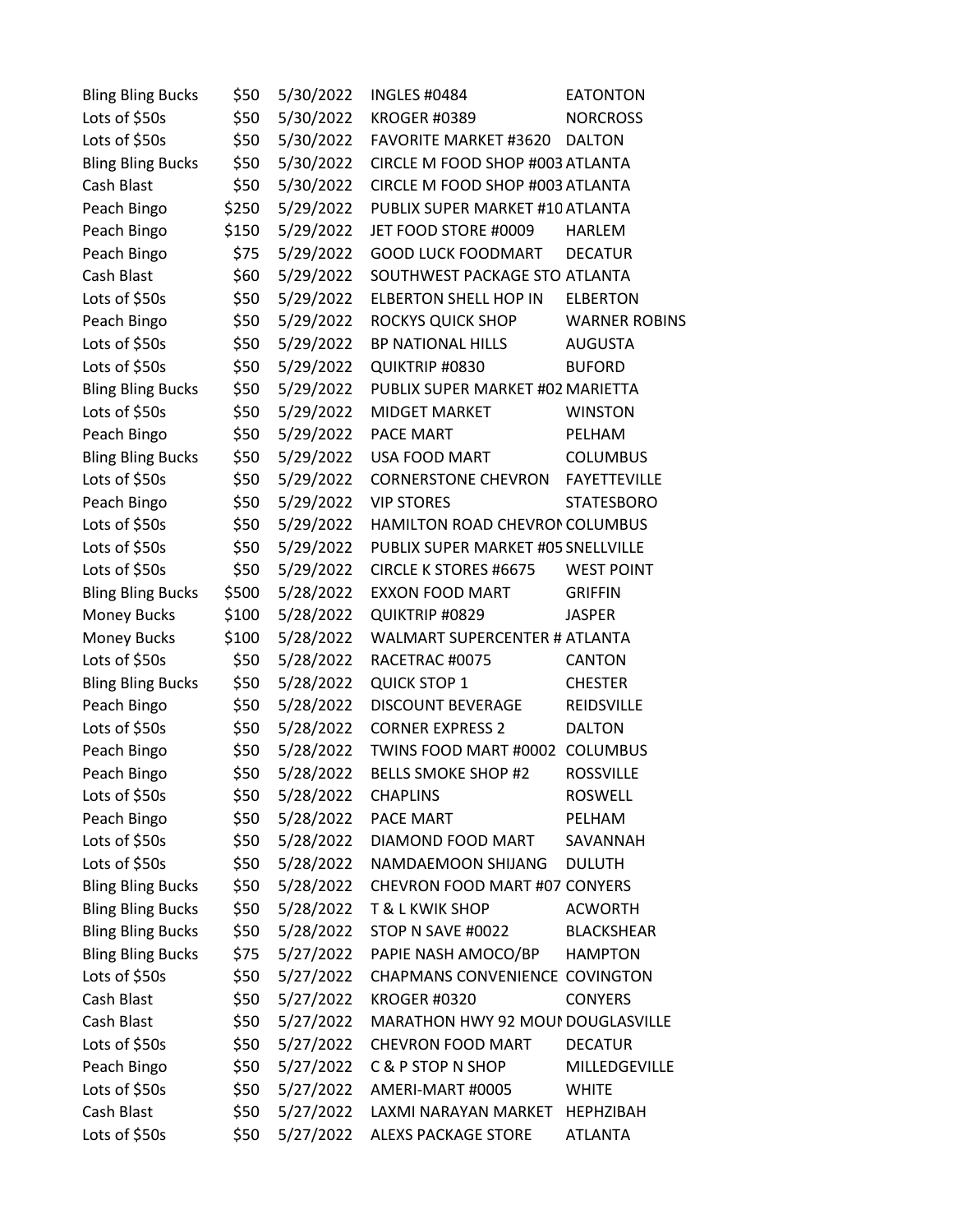| | | | | |
|---|---|---|---|---|
| Bling Bling Bucks | $50 | 5/30/2022 | INGLES #0484 | EATONTON |
| Lots of $50s | $50 | 5/30/2022 | KROGER #0389 | NORCROSS |
| Lots of $50s | $50 | 5/30/2022 | FAVORITE MARKET #3620 | DALTON |
| Bling Bling Bucks | $50 | 5/30/2022 | CIRCLE M FOOD SHOP #003 | ATLANTA |
| Cash Blast | $50 | 5/30/2022 | CIRCLE M FOOD SHOP #003 | ATLANTA |
| Peach Bingo | $250 | 5/29/2022 | PUBLIX SUPER MARKET #10 | ATLANTA |
| Peach Bingo | $150 | 5/29/2022 | JET FOOD STORE #0009 | HARLEM |
| Peach Bingo | $75 | 5/29/2022 | GOOD LUCK FOODMART | DECATUR |
| Cash Blast | $60 | 5/29/2022 | SOUTHWEST PACKAGE STO | ATLANTA |
| Lots of $50s | $50 | 5/29/2022 | ELBERTON SHELL HOP IN | ELBERTON |
| Peach Bingo | $50 | 5/29/2022 | ROCKYS QUICK SHOP | WARNER ROBINS |
| Lots of $50s | $50 | 5/29/2022 | BP NATIONAL HILLS | AUGUSTA |
| Lots of $50s | $50 | 5/29/2022 | QUIKTRIP #0830 | BUFORD |
| Bling Bling Bucks | $50 | 5/29/2022 | PUBLIX SUPER MARKET #02 | MARIETTA |
| Lots of $50s | $50 | 5/29/2022 | MIDGET MARKET | WINSTON |
| Peach Bingo | $50 | 5/29/2022 | PACE MART | PELHAM |
| Bling Bling Bucks | $50 | 5/29/2022 | USA FOOD MART | COLUMBUS |
| Lots of $50s | $50 | 5/29/2022 | CORNERSTONE CHEVRON | FAYETTEVILLE |
| Peach Bingo | $50 | 5/29/2022 | VIP STORES | STATESBORO |
| Lots of $50s | $50 | 5/29/2022 | HAMILTON ROAD CHEVRON | COLUMBUS |
| Lots of $50s | $50 | 5/29/2022 | PUBLIX SUPER MARKET #05 | SNELLVILLE |
| Lots of $50s | $50 | 5/29/2022 | CIRCLE K STORES #6675 | WEST POINT |
| Bling Bling Bucks | $500 | 5/28/2022 | EXXON FOOD MART | GRIFFIN |
| Money Bucks | $100 | 5/28/2022 | QUIKTRIP #0829 | JASPER |
| Money Bucks | $100 | 5/28/2022 | WALMART SUPERCENTER # | ATLANTA |
| Lots of $50s | $50 | 5/28/2022 | RACETRAC #0075 | CANTON |
| Bling Bling Bucks | $50 | 5/28/2022 | QUICK STOP 1 | CHESTER |
| Peach Bingo | $50 | 5/28/2022 | DISCOUNT BEVERAGE | REIDSVILLE |
| Lots of $50s | $50 | 5/28/2022 | CORNER EXPRESS 2 | DALTON |
| Peach Bingo | $50 | 5/28/2022 | TWINS FOOD MART #0002 | COLUMBUS |
| Peach Bingo | $50 | 5/28/2022 | BELLS SMOKE SHOP #2 | ROSSVILLE |
| Lots of $50s | $50 | 5/28/2022 | CHAPLINS | ROSWELL |
| Peach Bingo | $50 | 5/28/2022 | PACE MART | PELHAM |
| Lots of $50s | $50 | 5/28/2022 | DIAMOND FOOD MART | SAVANNAH |
| Lots of $50s | $50 | 5/28/2022 | NAMDAEMOON SHIJANG | DULUTH |
| Bling Bling Bucks | $50 | 5/28/2022 | CHEVRON FOOD MART #07 | CONYERS |
| Bling Bling Bucks | $50 | 5/28/2022 | T & L KWIK SHOP | ACWORTH |
| Bling Bling Bucks | $50 | 5/28/2022 | STOP N SAVE #0022 | BLACKSHEAR |
| Bling Bling Bucks | $75 | 5/27/2022 | PAPIE NASH AMOCO/BP | HAMPTON |
| Lots of $50s | $50 | 5/27/2022 | CHAPMANS CONVENIENCE | COVINGTON |
| Cash Blast | $50 | 5/27/2022 | KROGER #0320 | CONYERS |
| Cash Blast | $50 | 5/27/2022 | MARATHON HWY 92 MOUN | DOUGLASVILLE |
| Lots of $50s | $50 | 5/27/2022 | CHEVRON FOOD MART | DECATUR |
| Peach Bingo | $50 | 5/27/2022 | C & P STOP N SHOP | MILLEDGEVILLE |
| Lots of $50s | $50 | 5/27/2022 | AMERI-MART #0005 | WHITE |
| Cash Blast | $50 | 5/27/2022 | LAXMI NARAYAN MARKET | HEPHZIBAH |
| Lots of $50s | $50 | 5/27/2022 | ALEXS PACKAGE STORE | ATLANTA |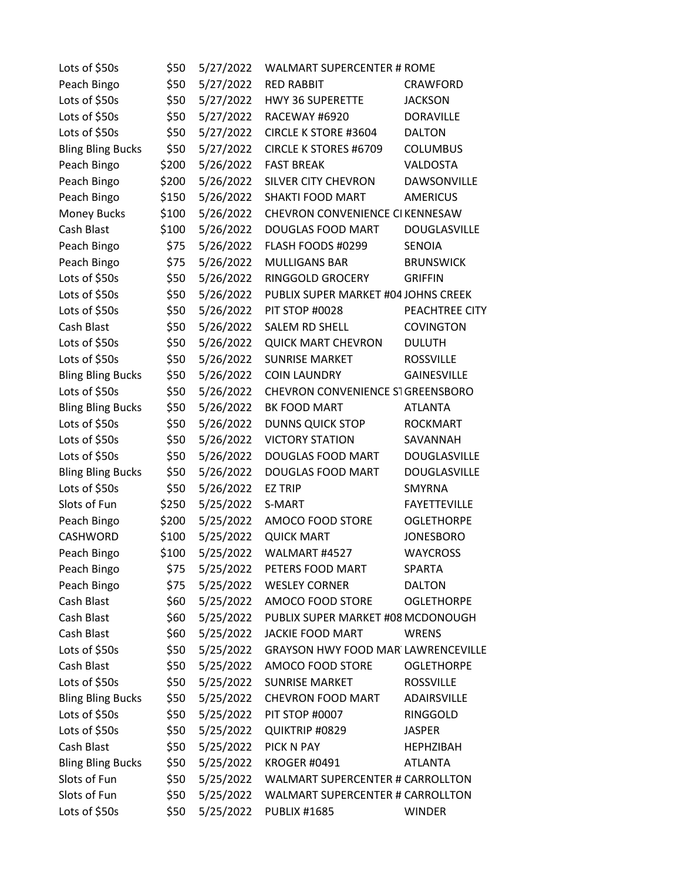| | | | | |
|---|---|---|---|---|
| Lots of $50s | $50 | 5/27/2022 | WALMART SUPERCENTER # | ROME |
| Peach Bingo | $50 | 5/27/2022 | RED RABBIT | CRAWFORD |
| Lots of $50s | $50 | 5/27/2022 | HWY 36 SUPERETTE | JACKSON |
| Lots of $50s | $50 | 5/27/2022 | RACEWAY #6920 | DORAVILLE |
| Lots of $50s | $50 | 5/27/2022 | CIRCLE K STORE #3604 | DALTON |
| Bling Bling Bucks | $50 | 5/27/2022 | CIRCLE K STORES #6709 | COLUMBUS |
| Peach Bingo | $200 | 5/26/2022 | FAST BREAK | VALDOSTA |
| Peach Bingo | $200 | 5/26/2022 | SILVER CITY CHEVRON | DAWSONVILLE |
| Peach Bingo | $150 | 5/26/2022 | SHAKTI FOOD MART | AMERICUS |
| Money Bucks | $100 | 5/26/2022 | CHEVRON CONVENIENCE CI | KENNESAW |
| Cash Blast | $100 | 5/26/2022 | DOUGLAS FOOD MART | DOUGLASVILLE |
| Peach Bingo | $75 | 5/26/2022 | FLASH FOODS #0299 | SENOIA |
| Peach Bingo | $75 | 5/26/2022 | MULLIGANS BAR | BRUNSWICK |
| Lots of $50s | $50 | 5/26/2022 | RINGGOLD GROCERY | GRIFFIN |
| Lots of $50s | $50 | 5/26/2022 | PUBLIX SUPER MARKET #04 | JOHNS CREEK |
| Lots of $50s | $50 | 5/26/2022 | PIT STOP #0028 | PEACHTREE CITY |
| Cash Blast | $50 | 5/26/2022 | SALEM RD SHELL | COVINGTON |
| Lots of $50s | $50 | 5/26/2022 | QUICK MART CHEVRON | DULUTH |
| Lots of $50s | $50 | 5/26/2022 | SUNRISE MARKET | ROSSVILLE |
| Bling Bling Bucks | $50 | 5/26/2022 | COIN LAUNDRY | GAINESVILLE |
| Lots of $50s | $50 | 5/26/2022 | CHEVRON CONVENIENCE ST | GREENSBORO |
| Bling Bling Bucks | $50 | 5/26/2022 | BK FOOD MART | ATLANTA |
| Lots of $50s | $50 | 5/26/2022 | DUNNS QUICK STOP | ROCKMART |
| Lots of $50s | $50 | 5/26/2022 | VICTORY STATION | SAVANNAH |
| Lots of $50s | $50 | 5/26/2022 | DOUGLAS FOOD MART | DOUGLASVILLE |
| Bling Bling Bucks | $50 | 5/26/2022 | DOUGLAS FOOD MART | DOUGLASVILLE |
| Lots of $50s | $50 | 5/26/2022 | EZ TRIP | SMYRNA |
| Slots of Fun | $250 | 5/25/2022 | S-MART | FAYETTEVILLE |
| Peach Bingo | $200 | 5/25/2022 | AMOCO FOOD STORE | OGLETHORPE |
| CASHWORD | $100 | 5/25/2022 | QUICK MART | JONESBORO |
| Peach Bingo | $100 | 5/25/2022 | WALMART #4527 | WAYCROSS |
| Peach Bingo | $75 | 5/25/2022 | PETERS FOOD MART | SPARTA |
| Peach Bingo | $75 | 5/25/2022 | WESLEY CORNER | DALTON |
| Cash Blast | $60 | 5/25/2022 | AMOCO FOOD STORE | OGLETHORPE |
| Cash Blast | $60 | 5/25/2022 | PUBLIX SUPER MARKET #08 | MCDONOUGH |
| Cash Blast | $60 | 5/25/2022 | JACKIE FOOD MART | WRENS |
| Lots of $50s | $50 | 5/25/2022 | GRAYSON HWY FOOD MAR | LAWRENCEVILLE |
| Cash Blast | $50 | 5/25/2022 | AMOCO FOOD STORE | OGLETHORPE |
| Lots of $50s | $50 | 5/25/2022 | SUNRISE MARKET | ROSSVILLE |
| Bling Bling Bucks | $50 | 5/25/2022 | CHEVRON FOOD MART | ADAIRSVILLE |
| Lots of $50s | $50 | 5/25/2022 | PIT STOP #0007 | RINGGOLD |
| Lots of $50s | $50 | 5/25/2022 | QUIKTRIP #0829 | JASPER |
| Cash Blast | $50 | 5/25/2022 | PICK N PAY | HEPHZIBAH |
| Bling Bling Bucks | $50 | 5/25/2022 | KROGER #0491 | ATLANTA |
| Slots of Fun | $50 | 5/25/2022 | WALMART SUPERCENTER # | CARROLLTON |
| Slots of Fun | $50 | 5/25/2022 | WALMART SUPERCENTER # | CARROLLTON |
| Lots of $50s | $50 | 5/25/2022 | PUBLIX #1685 | WINDER |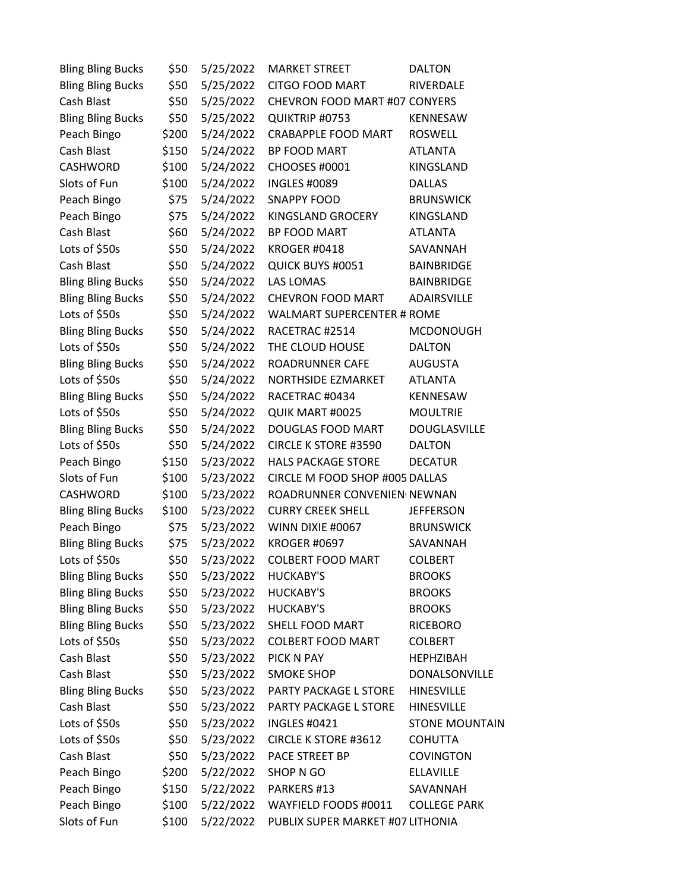| | | | | |
|---|---|---|---|---|
| Bling Bling Bucks | $50 | 5/25/2022 | MARKET STREET | DALTON |
| Bling Bling Bucks | $50 | 5/25/2022 | CITGO FOOD MART | RIVERDALE |
| Cash Blast | $50 | 5/25/2022 | CHEVRON FOOD MART #07 | CONYERS |
| Bling Bling Bucks | $50 | 5/25/2022 | QUIKTRIP #0753 | KENNESAW |
| Peach Bingo | $200 | 5/24/2022 | CRABAPPLE FOOD MART | ROSWELL |
| Cash Blast | $150 | 5/24/2022 | BP FOOD MART | ATLANTA |
| CASHWORD | $100 | 5/24/2022 | CHOOSES #0001 | KINGSLAND |
| Slots of Fun | $100 | 5/24/2022 | INGLES #0089 | DALLAS |
| Peach Bingo | $75 | 5/24/2022 | SNAPPY FOOD | BRUNSWICK |
| Peach Bingo | $75 | 5/24/2022 | KINGSLAND GROCERY | KINGSLAND |
| Cash Blast | $60 | 5/24/2022 | BP FOOD MART | ATLANTA |
| Lots of $50s | $50 | 5/24/2022 | KROGER #0418 | SAVANNAH |
| Cash Blast | $50 | 5/24/2022 | QUICK BUYS #0051 | BAINBRIDGE |
| Bling Bling Bucks | $50 | 5/24/2022 | LAS LOMAS | BAINBRIDGE |
| Bling Bling Bucks | $50 | 5/24/2022 | CHEVRON FOOD MART | ADAIRSVILLE |
| Lots of $50s | $50 | 5/24/2022 | WALMART SUPERCENTER # | ROME |
| Bling Bling Bucks | $50 | 5/24/2022 | RACETRAC #2514 | MCDONOUGH |
| Lots of $50s | $50 | 5/24/2022 | THE CLOUD HOUSE | DALTON |
| Bling Bling Bucks | $50 | 5/24/2022 | ROADRUNNER CAFE | AUGUSTA |
| Lots of $50s | $50 | 5/24/2022 | NORTHSIDE EZMARKET | ATLANTA |
| Bling Bling Bucks | $50 | 5/24/2022 | RACETRAC #0434 | KENNESAW |
| Lots of $50s | $50 | 5/24/2022 | QUIK MART #0025 | MOULTRIE |
| Bling Bling Bucks | $50 | 5/24/2022 | DOUGLAS FOOD MART | DOUGLASVILLE |
| Lots of $50s | $50 | 5/24/2022 | CIRCLE K STORE #3590 | DALTON |
| Peach Bingo | $150 | 5/23/2022 | HALS PACKAGE STORE | DECATUR |
| Slots of Fun | $100 | 5/23/2022 | CIRCLE M FOOD SHOP #005 | DALLAS |
| CASHWORD | $100 | 5/23/2022 | ROADRUNNER CONVENIEN | NEWNAN |
| Bling Bling Bucks | $100 | 5/23/2022 | CURRY CREEK SHELL | JEFFERSON |
| Peach Bingo | $75 | 5/23/2022 | WINN DIXIE #0067 | BRUNSWICK |
| Bling Bling Bucks | $75 | 5/23/2022 | KROGER #0697 | SAVANNAH |
| Lots of $50s | $50 | 5/23/2022 | COLBERT FOOD MART | COLBERT |
| Bling Bling Bucks | $50 | 5/23/2022 | HUCKABY'S | BROOKS |
| Bling Bling Bucks | $50 | 5/23/2022 | HUCKABY'S | BROOKS |
| Bling Bling Bucks | $50 | 5/23/2022 | HUCKABY'S | BROOKS |
| Bling Bling Bucks | $50 | 5/23/2022 | SHELL FOOD MART | RICEBORO |
| Lots of $50s | $50 | 5/23/2022 | COLBERT FOOD MART | COLBERT |
| Cash Blast | $50 | 5/23/2022 | PICK N PAY | HEPHZIBAH |
| Cash Blast | $50 | 5/23/2022 | SMOKE SHOP | DONALSONVILLE |
| Bling Bling Bucks | $50 | 5/23/2022 | PARTY PACKAGE L STORE | HINESVILLE |
| Cash Blast | $50 | 5/23/2022 | PARTY PACKAGE L STORE | HINESVILLE |
| Lots of $50s | $50 | 5/23/2022 | INGLES #0421 | STONE MOUNTAIN |
| Lots of $50s | $50 | 5/23/2022 | CIRCLE K STORE #3612 | COHUTTA |
| Cash Blast | $50 | 5/23/2022 | PACE STREET BP | COVINGTON |
| Peach Bingo | $200 | 5/22/2022 | SHOP N GO | ELLAVILLE |
| Peach Bingo | $150 | 5/22/2022 | PARKERS #13 | SAVANNAH |
| Peach Bingo | $100 | 5/22/2022 | WAYFIELD FOODS #0011 | COLLEGE PARK |
| Slots of Fun | $100 | 5/22/2022 | PUBLIX SUPER MARKET #07 | LITHONIA |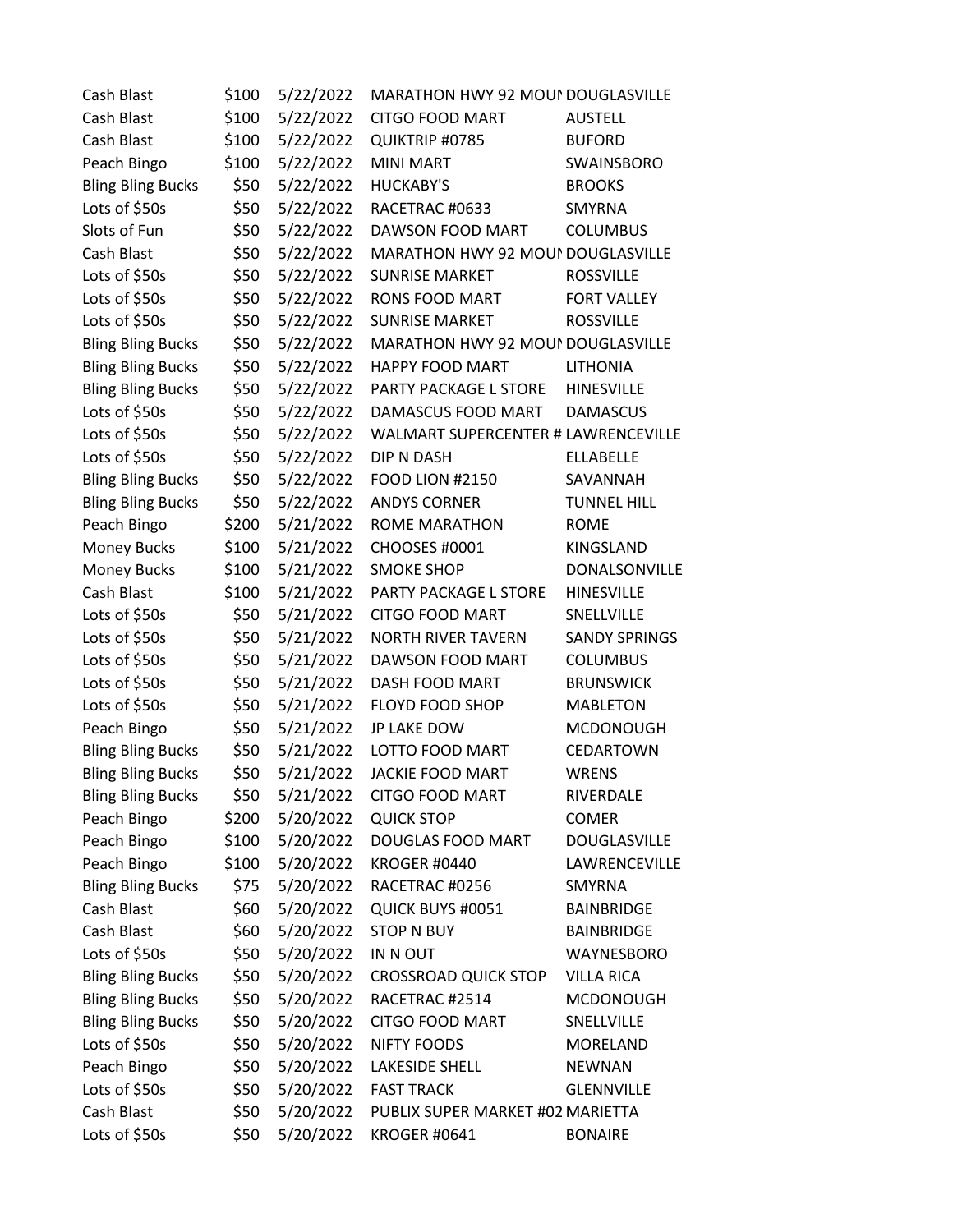| | | | | |
|---|---|---|---|---|
| Cash Blast | $100 | 5/22/2022 | MARATHON HWY 92 MOUI | DOUGLASVILLE |
| Cash Blast | $100 | 5/22/2022 | CITGO FOOD MART | AUSTELL |
| Cash Blast | $100 | 5/22/2022 | QUIKTRIP #0785 | BUFORD |
| Peach Bingo | $100 | 5/22/2022 | MINI MART | SWAINSBORO |
| Bling Bling Bucks | $50 | 5/22/2022 | HUCKABY'S | BROOKS |
| Lots of $50s | $50 | 5/22/2022 | RACETRAC #0633 | SMYRNA |
| Slots of Fun | $50 | 5/22/2022 | DAWSON FOOD MART | COLUMBUS |
| Cash Blast | $50 | 5/22/2022 | MARATHON HWY 92 MOUI | DOUGLASVILLE |
| Lots of $50s | $50 | 5/22/2022 | SUNRISE MARKET | ROSSVILLE |
| Lots of $50s | $50 | 5/22/2022 | RONS FOOD MART | FORT VALLEY |
| Lots of $50s | $50 | 5/22/2022 | SUNRISE MARKET | ROSSVILLE |
| Bling Bling Bucks | $50 | 5/22/2022 | MARATHON HWY 92 MOUI | DOUGLASVILLE |
| Bling Bling Bucks | $50 | 5/22/2022 | HAPPY FOOD MART | LITHONIA |
| Bling Bling Bucks | $50 | 5/22/2022 | PARTY PACKAGE L STORE | HINESVILLE |
| Lots of $50s | $50 | 5/22/2022 | DAMASCUS FOOD MART | DAMASCUS |
| Lots of $50s | $50 | 5/22/2022 | WALMART SUPERCENTER # | LAWRENCEVILLE |
| Lots of $50s | $50 | 5/22/2022 | DIP N DASH | ELLABELLE |
| Bling Bling Bucks | $50 | 5/22/2022 | FOOD LION #2150 | SAVANNAH |
| Bling Bling Bucks | $50 | 5/22/2022 | ANDYS CORNER | TUNNEL HILL |
| Peach Bingo | $200 | 5/21/2022 | ROME MARATHON | ROME |
| Money Bucks | $100 | 5/21/2022 | CHOOSES #0001 | KINGSLAND |
| Money Bucks | $100 | 5/21/2022 | SMOKE SHOP | DONALSONVILLE |
| Cash Blast | $100 | 5/21/2022 | PARTY PACKAGE L STORE | HINESVILLE |
| Lots of $50s | $50 | 5/21/2022 | CITGO FOOD MART | SNELLVILLE |
| Lots of $50s | $50 | 5/21/2022 | NORTH RIVER TAVERN | SANDY SPRINGS |
| Lots of $50s | $50 | 5/21/2022 | DAWSON FOOD MART | COLUMBUS |
| Lots of $50s | $50 | 5/21/2022 | DASH FOOD MART | BRUNSWICK |
| Lots of $50s | $50 | 5/21/2022 | FLOYD FOOD SHOP | MABLETON |
| Peach Bingo | $50 | 5/21/2022 | JP LAKE DOW | MCDONOUGH |
| Bling Bling Bucks | $50 | 5/21/2022 | LOTTO FOOD MART | CEDARTOWN |
| Bling Bling Bucks | $50 | 5/21/2022 | JACKIE FOOD MART | WRENS |
| Bling Bling Bucks | $50 | 5/21/2022 | CITGO FOOD MART | RIVERDALE |
| Peach Bingo | $200 | 5/20/2022 | QUICK STOP | COMER |
| Peach Bingo | $100 | 5/20/2022 | DOUGLAS FOOD MART | DOUGLASVILLE |
| Peach Bingo | $100 | 5/20/2022 | KROGER #0440 | LAWRENCEVILLE |
| Bling Bling Bucks | $75 | 5/20/2022 | RACETRAC #0256 | SMYRNA |
| Cash Blast | $60 | 5/20/2022 | QUICK BUYS #0051 | BAINBRIDGE |
| Cash Blast | $60 | 5/20/2022 | STOP N BUY | BAINBRIDGE |
| Lots of $50s | $50 | 5/20/2022 | IN N OUT | WAYNESBORO |
| Bling Bling Bucks | $50 | 5/20/2022 | CROSSROAD QUICK STOP | VILLA RICA |
| Bling Bling Bucks | $50 | 5/20/2022 | RACETRAC #2514 | MCDONOUGH |
| Bling Bling Bucks | $50 | 5/20/2022 | CITGO FOOD MART | SNELLVILLE |
| Lots of $50s | $50 | 5/20/2022 | NIFTY FOODS | MORELAND |
| Peach Bingo | $50 | 5/20/2022 | LAKESIDE SHELL | NEWNAN |
| Lots of $50s | $50 | 5/20/2022 | FAST TRACK | GLENNVILLE |
| Cash Blast | $50 | 5/20/2022 | PUBLIX SUPER MARKET #02 | MARIETTA |
| Lots of $50s | $50 | 5/20/2022 | KROGER #0641 | BONAIRE |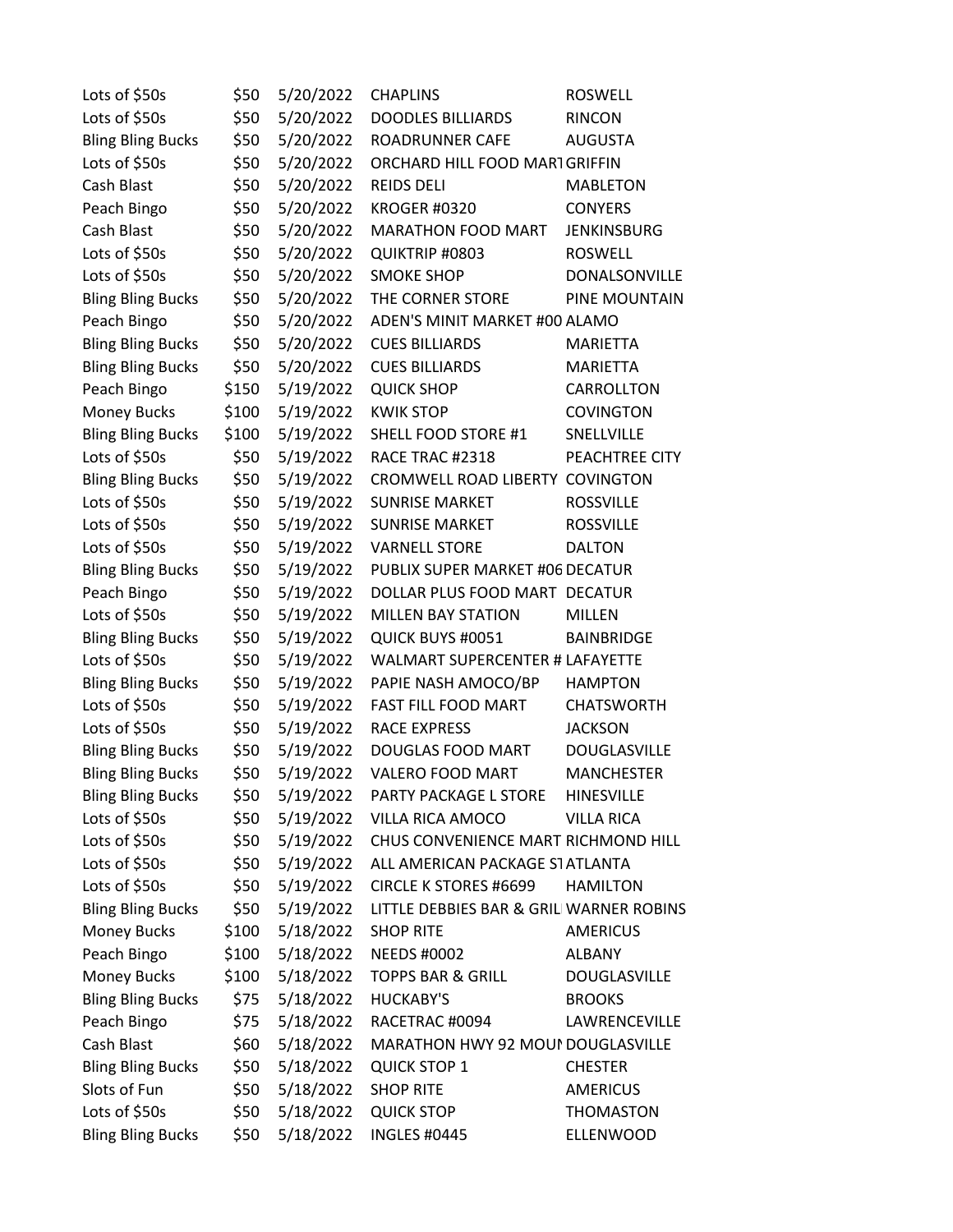| | | | | |
|---|---|---|---|---|
| Lots of $50s | $50 | 5/20/2022 | CHAPLINS | ROSWELL |
| Lots of $50s | $50 | 5/20/2022 | DOODLES BILLIARDS | RINCON |
| Bling Bling Bucks | $50 | 5/20/2022 | ROADRUNNER CAFE | AUGUSTA |
| Lots of $50s | $50 | 5/20/2022 | ORCHARD HILL FOOD MART | GRIFFIN |
| Cash Blast | $50 | 5/20/2022 | REIDS DELI | MABLETON |
| Peach Bingo | $50 | 5/20/2022 | KROGER #0320 | CONYERS |
| Cash Blast | $50 | 5/20/2022 | MARATHON FOOD MART | JENKINSBURG |
| Lots of $50s | $50 | 5/20/2022 | QUIKTRIP #0803 | ROSWELL |
| Lots of $50s | $50 | 5/20/2022 | SMOKE SHOP | DONALSONVILLE |
| Bling Bling Bucks | $50 | 5/20/2022 | THE CORNER STORE | PINE MOUNTAIN |
| Peach Bingo | $50 | 5/20/2022 | ADEN'S MINIT MARKET #00 | ALAMO |
| Bling Bling Bucks | $50 | 5/20/2022 | CUES BILLIARDS | MARIETTA |
| Bling Bling Bucks | $50 | 5/20/2022 | CUES BILLIARDS | MARIETTA |
| Peach Bingo | $150 | 5/19/2022 | QUICK SHOP | CARROLLTON |
| Money Bucks | $100 | 5/19/2022 | KWIK STOP | COVINGTON |
| Bling Bling Bucks | $100 | 5/19/2022 | SHELL FOOD STORE #1 | SNELLVILLE |
| Lots of $50s | $50 | 5/19/2022 | RACE TRAC #2318 | PEACHTREE CITY |
| Bling Bling Bucks | $50 | 5/19/2022 | CROMWELL ROAD LIBERTY | COVINGTON |
| Lots of $50s | $50 | 5/19/2022 | SUNRISE MARKET | ROSSVILLE |
| Lots of $50s | $50 | 5/19/2022 | SUNRISE MARKET | ROSSVILLE |
| Lots of $50s | $50 | 5/19/2022 | VARNELL STORE | DALTON |
| Bling Bling Bucks | $50 | 5/19/2022 | PUBLIX SUPER MARKET #06 | DECATUR |
| Peach Bingo | $50 | 5/19/2022 | DOLLAR PLUS FOOD MART | DECATUR |
| Lots of $50s | $50 | 5/19/2022 | MILLEN BAY STATION | MILLEN |
| Bling Bling Bucks | $50 | 5/19/2022 | QUICK BUYS #0051 | BAINBRIDGE |
| Lots of $50s | $50 | 5/19/2022 | WALMART SUPERCENTER # | LAFAYETTE |
| Bling Bling Bucks | $50 | 5/19/2022 | PAPIE NASH AMOCO/BP | HAMPTON |
| Lots of $50s | $50 | 5/19/2022 | FAST FILL FOOD MART | CHATSWORTH |
| Lots of $50s | $50 | 5/19/2022 | RACE EXPRESS | JACKSON |
| Bling Bling Bucks | $50 | 5/19/2022 | DOUGLAS FOOD MART | DOUGLASVILLE |
| Bling Bling Bucks | $50 | 5/19/2022 | VALERO FOOD MART | MANCHESTER |
| Bling Bling Bucks | $50 | 5/19/2022 | PARTY PACKAGE L STORE | HINESVILLE |
| Lots of $50s | $50 | 5/19/2022 | VILLA RICA AMOCO | VILLA RICA |
| Lots of $50s | $50 | 5/19/2022 | CHUS CONVENIENCE MART | RICHMOND HILL |
| Lots of $50s | $50 | 5/19/2022 | ALL AMERICAN PACKAGE ST | ATLANTA |
| Lots of $50s | $50 | 5/19/2022 | CIRCLE K STORES #6699 | HAMILTON |
| Bling Bling Bucks | $50 | 5/19/2022 | LITTLE DEBBIES BAR & GRILL | WARNER ROBINS |
| Money Bucks | $100 | 5/18/2022 | SHOP RITE | AMERICUS |
| Peach Bingo | $100 | 5/18/2022 | NEEDS #0002 | ALBANY |
| Money Bucks | $100 | 5/18/2022 | TOPPS BAR & GRILL | DOUGLASVILLE |
| Bling Bling Bucks | $75 | 5/18/2022 | HUCKABY'S | BROOKS |
| Peach Bingo | $75 | 5/18/2022 | RACETRAC #0094 | LAWRENCEVILLE |
| Cash Blast | $60 | 5/18/2022 | MARATHON HWY 92 MOUN | DOUGLASVILLE |
| Bling Bling Bucks | $50 | 5/18/2022 | QUICK STOP 1 | CHESTER |
| Slots of Fun | $50 | 5/18/2022 | SHOP RITE | AMERICUS |
| Lots of $50s | $50 | 5/18/2022 | QUICK STOP | THOMASTON |
| Bling Bling Bucks | $50 | 5/18/2022 | INGLES #0445 | ELLENWOOD |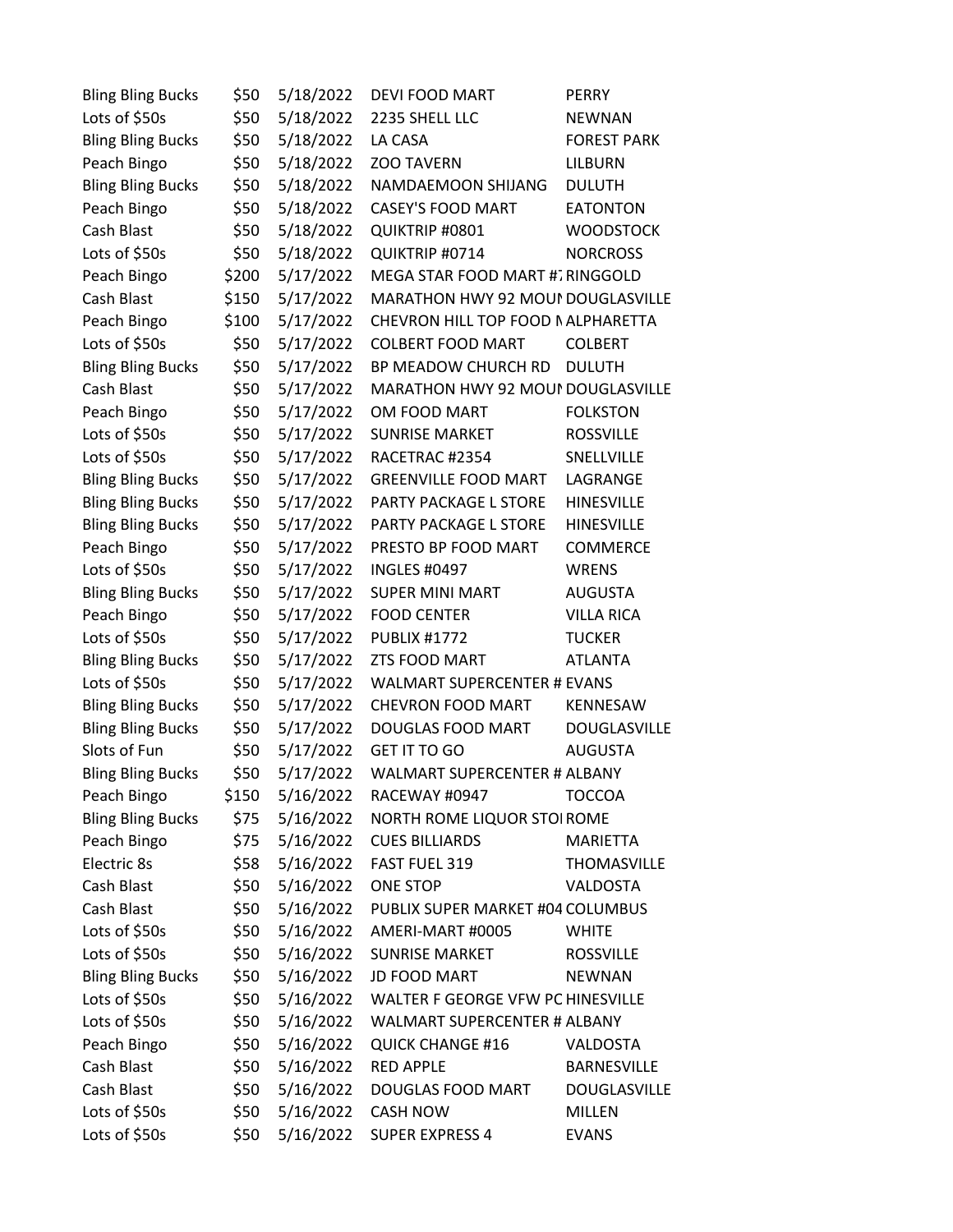| | | | | |
|---|---|---|---|---|
| Bling Bling Bucks | $50 | 5/18/2022 | DEVI FOOD MART | PERRY |
| Lots of $50s | $50 | 5/18/2022 | 2235 SHELL LLC | NEWNAN |
| Bling Bling Bucks | $50 | 5/18/2022 | LA CASA | FOREST PARK |
| Peach Bingo | $50 | 5/18/2022 | ZOO TAVERN | LILBURN |
| Bling Bling Bucks | $50 | 5/18/2022 | NAMDAEMOON SHIJANG | DULUTH |
| Peach Bingo | $50 | 5/18/2022 | CASEY'S FOOD MART | EATONTON |
| Cash Blast | $50 | 5/18/2022 | QUIKTRIP #0801 | WOODSTOCK |
| Lots of $50s | $50 | 5/18/2022 | QUIKTRIP #0714 | NORCROSS |
| Peach Bingo | $200 | 5/17/2022 | MEGA STAR FOOD MART #7 | RINGGOLD |
| Cash Blast | $150 | 5/17/2022 | MARATHON HWY 92 MOUN | DOUGLASVILLE |
| Peach Bingo | $100 | 5/17/2022 | CHEVRON HILL TOP FOOD M | ALPHARETTA |
| Lots of $50s | $50 | 5/17/2022 | COLBERT FOOD MART | COLBERT |
| Bling Bling Bucks | $50 | 5/17/2022 | BP MEADOW CHURCH RD | DULUTH |
| Cash Blast | $50 | 5/17/2022 | MARATHON HWY 92 MOUN | DOUGLASVILLE |
| Peach Bingo | $50 | 5/17/2022 | OM FOOD MART | FOLKSTON |
| Lots of $50s | $50 | 5/17/2022 | SUNRISE MARKET | ROSSVILLE |
| Lots of $50s | $50 | 5/17/2022 | RACETRAC #2354 | SNELLVILLE |
| Bling Bling Bucks | $50 | 5/17/2022 | GREENVILLE FOOD MART | LAGRANGE |
| Bling Bling Bucks | $50 | 5/17/2022 | PARTY PACKAGE L STORE | HINESVILLE |
| Bling Bling Bucks | $50 | 5/17/2022 | PARTY PACKAGE L STORE | HINESVILLE |
| Peach Bingo | $50 | 5/17/2022 | PRESTO BP FOOD MART | COMMERCE |
| Lots of $50s | $50 | 5/17/2022 | INGLES #0497 | WRENS |
| Bling Bling Bucks | $50 | 5/17/2022 | SUPER MINI MART | AUGUSTA |
| Peach Bingo | $50 | 5/17/2022 | FOOD CENTER | VILLA RICA |
| Lots of $50s | $50 | 5/17/2022 | PUBLIX #1772 | TUCKER |
| Bling Bling Bucks | $50 | 5/17/2022 | ZTS FOOD MART | ATLANTA |
| Lots of $50s | $50 | 5/17/2022 | WALMART SUPERCENTER # | EVANS |
| Bling Bling Bucks | $50 | 5/17/2022 | CHEVRON FOOD MART | KENNESAW |
| Bling Bling Bucks | $50 | 5/17/2022 | DOUGLAS FOOD MART | DOUGLASVILLE |
| Slots of Fun | $50 | 5/17/2022 | GET IT TO GO | AUGUSTA |
| Bling Bling Bucks | $50 | 5/17/2022 | WALMART SUPERCENTER # | ALBANY |
| Peach Bingo | $150 | 5/16/2022 | RACEWAY #0947 | TOCCOA |
| Bling Bling Bucks | $75 | 5/16/2022 | NORTH ROME LIQUOR STO | ROME |
| Peach Bingo | $75 | 5/16/2022 | CUES BILLIARDS | MARIETTA |
| Electric 8s | $58 | 5/16/2022 | FAST FUEL 319 | THOMASVILLE |
| Cash Blast | $50 | 5/16/2022 | ONE STOP | VALDOSTA |
| Cash Blast | $50 | 5/16/2022 | PUBLIX SUPER MARKET #04 | COLUMBUS |
| Lots of $50s | $50 | 5/16/2022 | AMERI-MART #0005 | WHITE |
| Lots of $50s | $50 | 5/16/2022 | SUNRISE MARKET | ROSSVILLE |
| Bling Bling Bucks | $50 | 5/16/2022 | JD FOOD MART | NEWNAN |
| Lots of $50s | $50 | 5/16/2022 | WALTER F GEORGE VFW PC | HINESVILLE |
| Lots of $50s | $50 | 5/16/2022 | WALMART SUPERCENTER # | ALBANY |
| Peach Bingo | $50 | 5/16/2022 | QUICK CHANGE #16 | VALDOSTA |
| Cash Blast | $50 | 5/16/2022 | RED APPLE | BARNESVILLE |
| Cash Blast | $50 | 5/16/2022 | DOUGLAS FOOD MART | DOUGLASVILLE |
| Lots of $50s | $50 | 5/16/2022 | CASH NOW | MILLEN |
| Lots of $50s | $50 | 5/16/2022 | SUPER EXPRESS 4 | EVANS |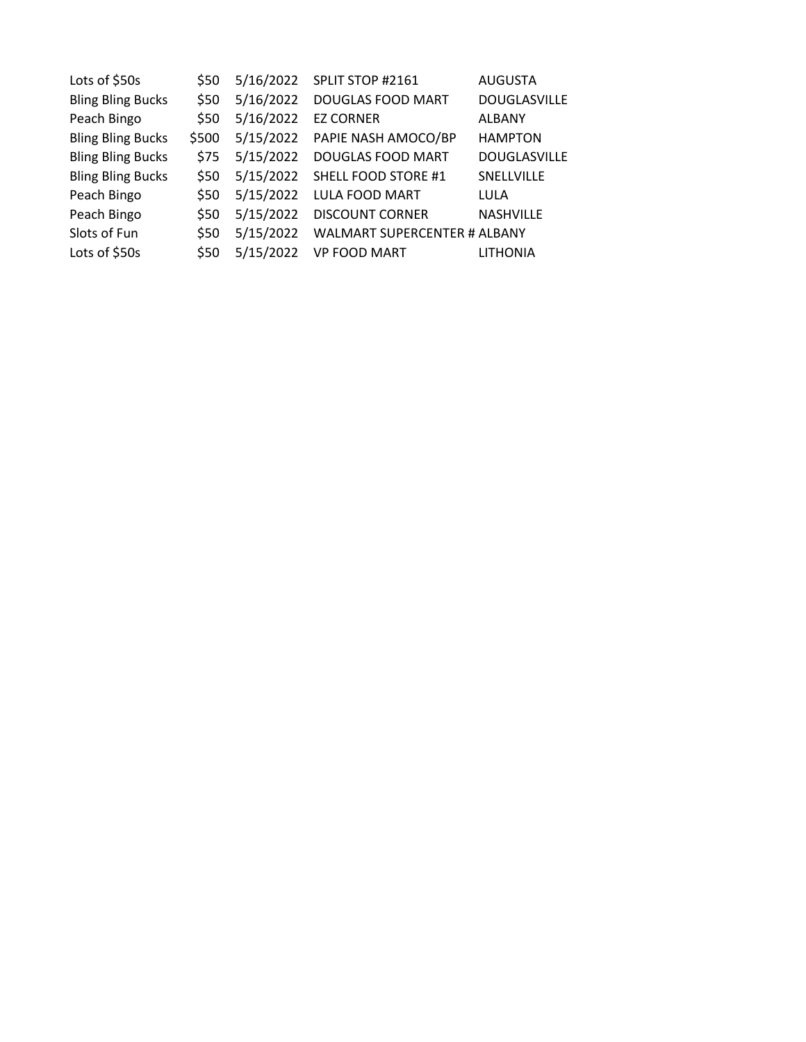| | | | | |
|---|---|---|---|---|
| Lots of $50s | $50 | 5/16/2022 | SPLIT STOP #2161 | AUGUSTA |
| Bling Bling Bucks | $50 | 5/16/2022 | DOUGLAS FOOD MART | DOUGLASVILLE |
| Peach Bingo | $50 | 5/16/2022 | EZ CORNER | ALBANY |
| Bling Bling Bucks | $500 | 5/15/2022 | PAPIE NASH AMOCO/BP | HAMPTON |
| Bling Bling Bucks | $75 | 5/15/2022 | DOUGLAS FOOD MART | DOUGLASVILLE |
| Bling Bling Bucks | $50 | 5/15/2022 | SHELL FOOD STORE #1 | SNELLVILLE |
| Peach Bingo | $50 | 5/15/2022 | LULA FOOD MART | LULA |
| Peach Bingo | $50 | 5/15/2022 | DISCOUNT CORNER | NASHVILLE |
| Slots of Fun | $50 | 5/15/2022 | WALMART SUPERCENTER # | ALBANY |
| Lots of $50s | $50 | 5/15/2022 | VP FOOD MART | LITHONIA |